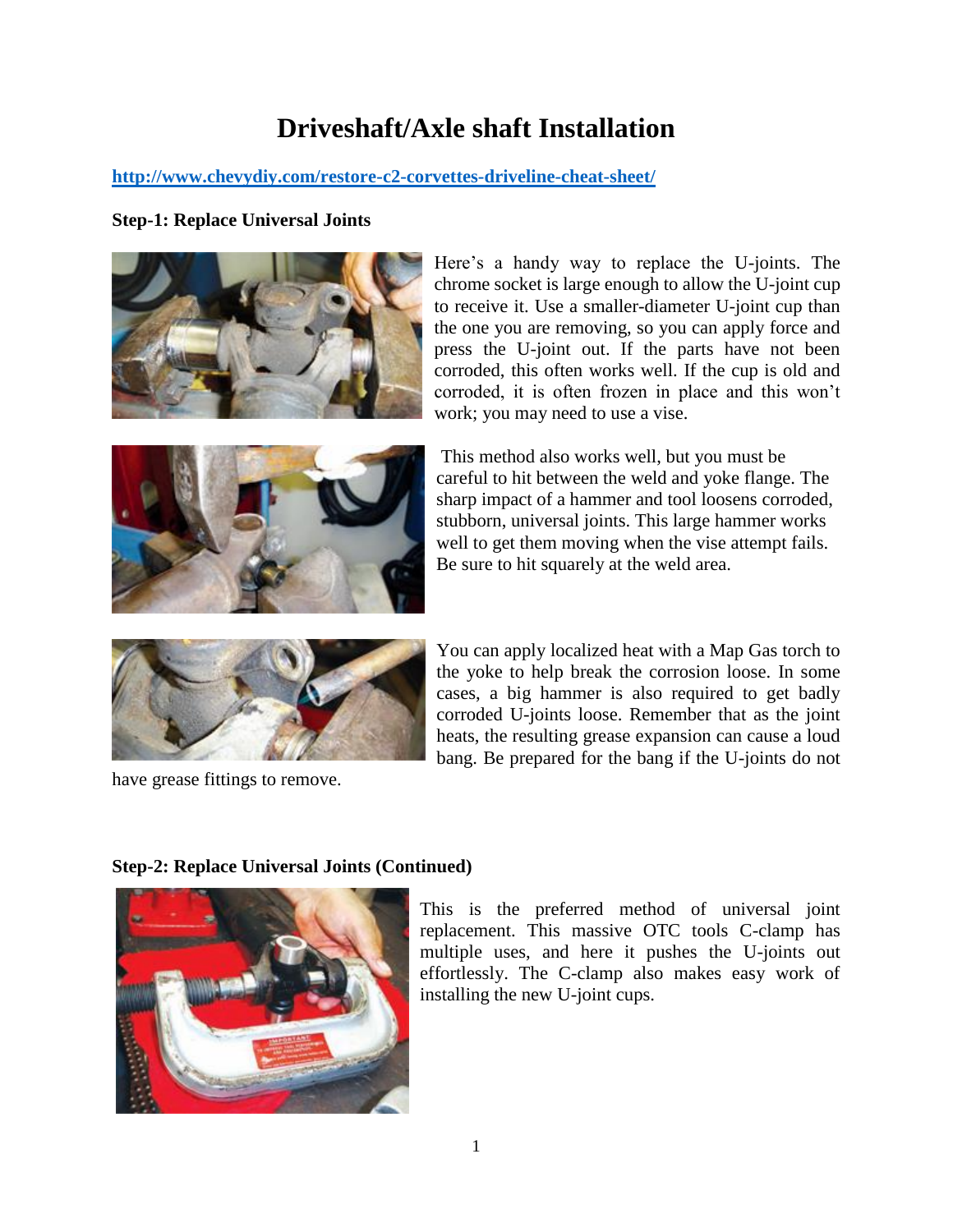# Driveshaft/Axle shaft Installation

[http://www.chevydiy.com/restore-c2-corvettes-driveline-cheat-sheet/](http://www.chevydiy.com/restore-c2-corvettes-driveline-cheat-sheet/)

**Step-1: Replace Universal Joints**

Here's a handy way to replace the U-joints. The chrome socket is large enough to allow the U-joint cup to receive it. Use a smaller-diameter U-joint cup than the one you are removing, so you can apply force and press the U-joint out. If the parts have not been corroded, this often works well. If the cup is old and corroded, it is often frozen in place and this won't work; you may need to use a vise.

This method also works well, but you must be careful to hit between the weld and yoke flange. The sharp impact of a hammer and tool loosens corroded, stubborn, universal joints. This large hammer works well to get them moving when the vise attempt fails. Be sure to hit squarely at the weld area.

You can apply localized heat with a Map Gas torch to the yoke to help break the corrosion loose. In some cases, a big hammer is also required to get badly corroded U-joints loose. Remember that as the joint heats, the resulting grease expansion can cause a loud bang. Be prepared for the bang if the U-joints do not have grease fittings to remove.

**Step-2: Replace Universal Joints (Continued)**

This is the preferred method of universal joint replacement. This massive OTC tools C-clamp has multiple uses, and here it pushes the U-joints out effortlessly. The C-clamp also makes easy work of installing the new U-joint cups.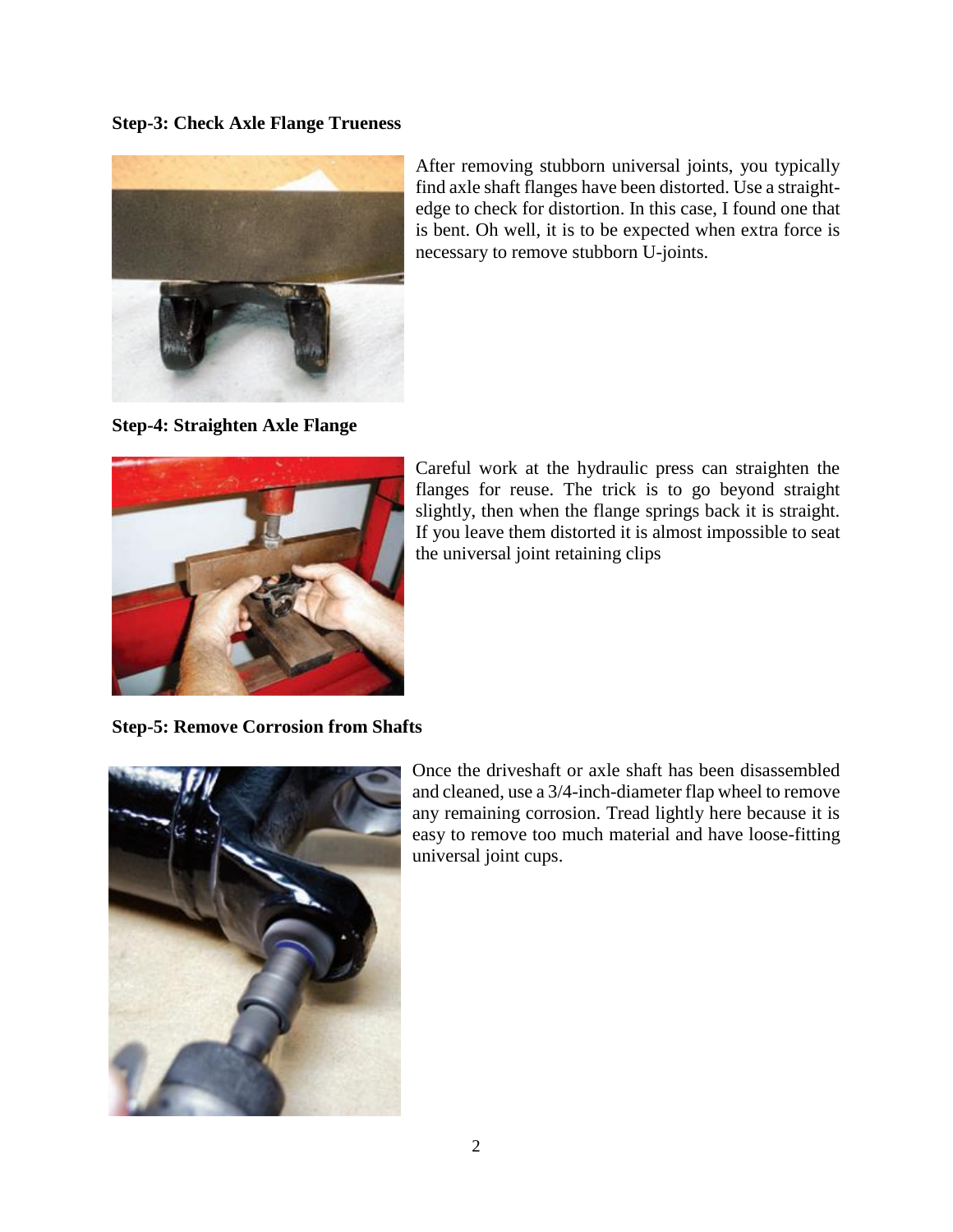**Step-3: Check Axle Flange Trueness**

After removing stubborn universal joints, you typically find axle shaft flanges have been distorted. Use a straight-edge to check for distortion. In this case, I found one that is bent. Oh well, it is to be expected when extra force is necessary to remove stubborn U-joints.

**Step-4: Straighten Axle Flange**

Careful work at the hydraulic press can straighten the flanges for reuse. The trick is to go beyond straight slightly, then when the flange springs back it is straight. If you leave them distorted it is almost impossible to seat the universal joint retaining clips

**Step-5: Remove Corrosion from Shafts**

Once the driveshaft or axle shaft has been disassembled and cleaned, use a 3/4-inch-diameter flap wheel to remove any remaining corrosion. Tread lightly here because it is easy to remove too much material and have loose-fitting universal joint cups.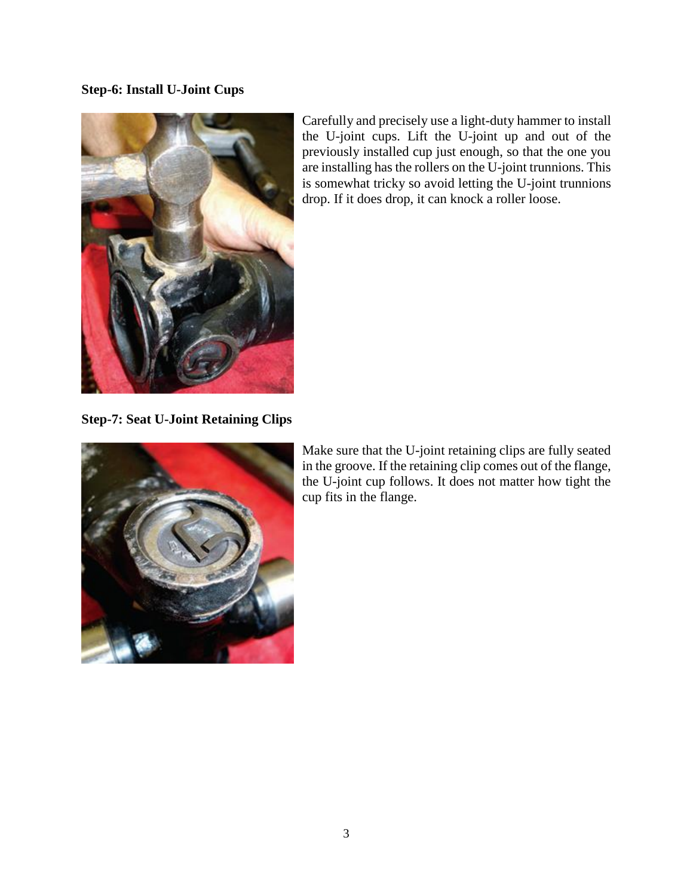**Step-6: Install U-Joint Cups**

Carefully and precisely use a light-duty hammer to install the U-joint cups. Lift the U-joint up and out of the previously installed cup just enough, so that the one you are installing has the rollers on the U-joint trunnions. This is somewhat tricky so avoid letting the U-joint trunnions drop. If it does drop, it can knock a roller loose.

**Step-7: Seat U-Joint Retaining Clips**

Make sure that the U-joint retaining clips are fully seated in the groove. If the retaining clip comes out of the flange, the U-joint cup follows. It does not matter how tight the cup fits in the flange.